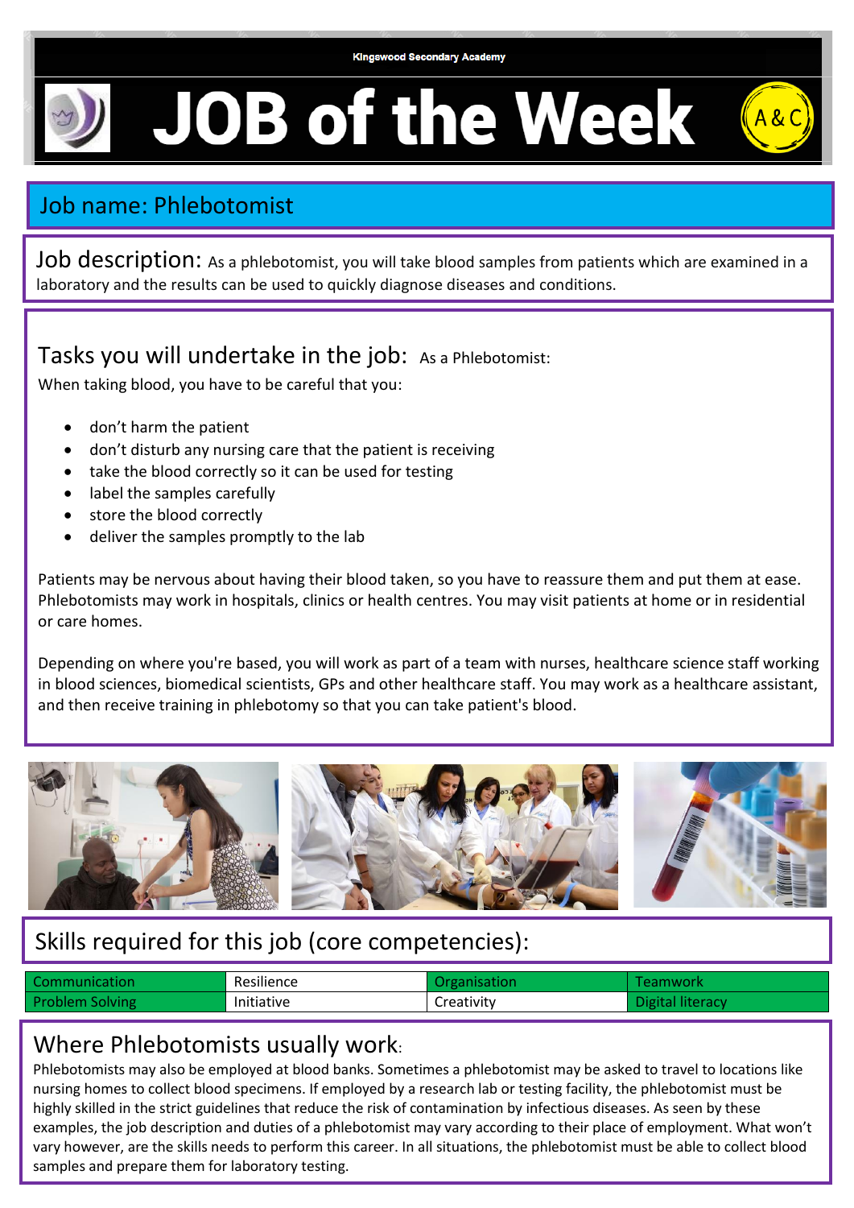Kingswood Secondary Academy

# JOB of the Week

A&C

## Job name: Phlebotomist

**Job description:** As a phlebotomist, you will take blood samples from patients which are examined in a laboratory and the results can be used to quickly diagnose diseases and conditions.

## Tasks you will undertake in the job:

As a Phlebotomist:

When taking blood, you have to be careful that you:

- don't harm the patient
- don't disturb any nursing care that the patient is receiving
- take the blood correctly so it can be used for testing
- label the samples carefully
- store the blood correctly
- deliver the samples promptly to the lab

Patients may be nervous about having their blood taken, so you have to reassure them and put them at ease. Phlebotomists may work in hospitals, clinics or health centres. You may visit patients at home or in residential or care homes.

Depending on where you're based, you will work as part of a team with nurses, healthcare science staff working in blood sciences, biomedical scientists, GPs and other healthcare staff. You may work as a healthcare assistant, and then receive training in phlebotomy so that you can take patient's blood.

## Skills required for this job (core competencies):

| Communication | Resilience | Organisation | Teamwork |
|---|---|---|---|
| Problem Solving | Initiative | Creativity | Digital literacy |

## Where Phlebotomists usually work:

Phlebotomists may also be employed at blood banks. Sometimes a phlebotomist may be asked to travel to locations like nursing homes to collect blood specimens. If employed by a research lab or testing facility, the phlebotomist must be highly skilled in the strict guidelines that reduce the risk of contamination by infectious diseases. As seen by these examples, the job description and duties of a phlebotomist may vary according to their place of employment. What won't vary however, are the skills needs to perform this career. In all situations, the phlebotomist must be able to collect blood samples and prepare them for laboratory testing.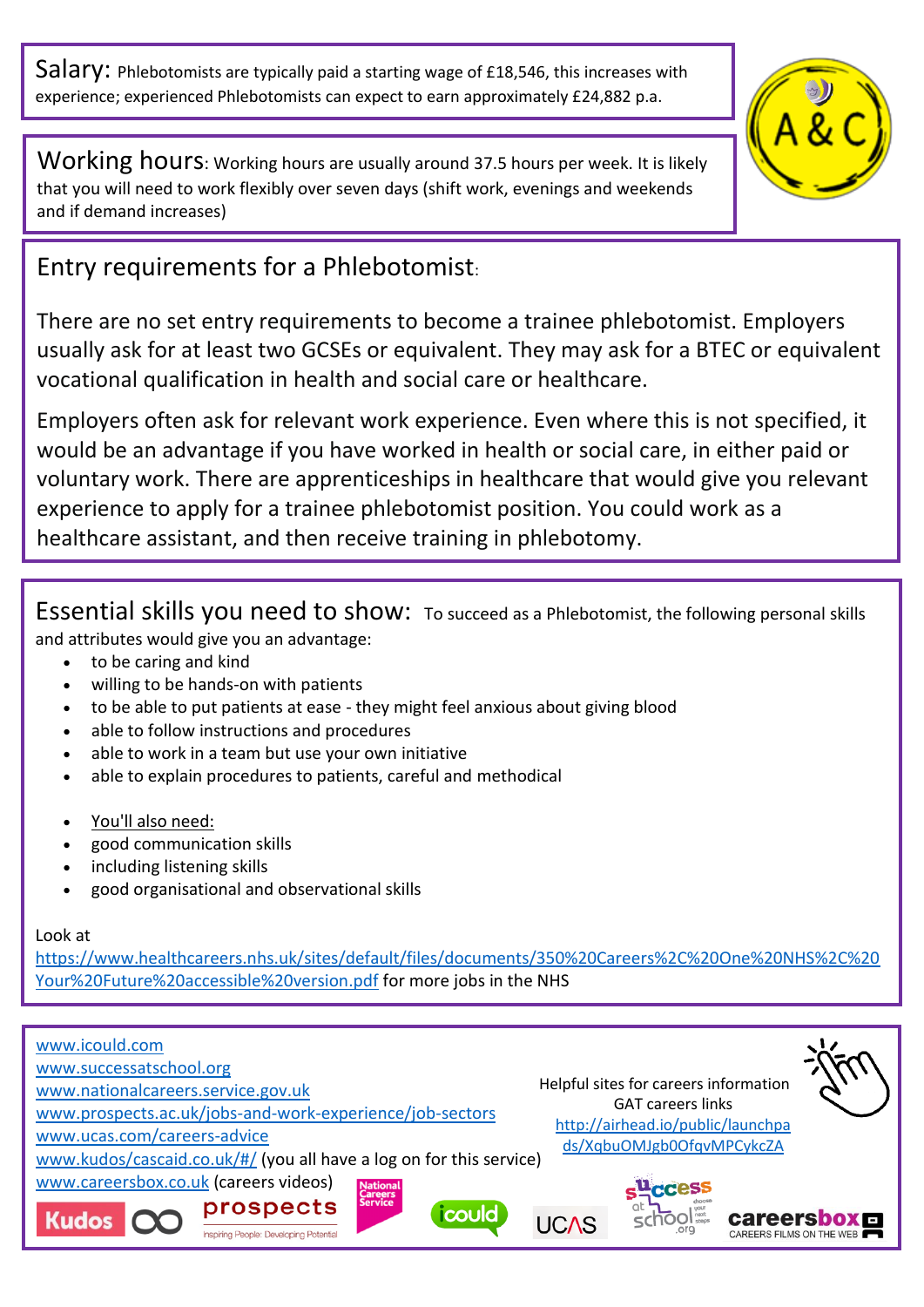**Salary:** Phlebotomists are typically paid a starting wage of £18,546, this increases with experience; experienced Phlebotomists can expect to earn approximately £24,882 p.a.

**Working hours:** Working hours are usually around 37.5 hours per week. It is likely that you will need to work flexibly over seven days (shift work, evenings and weekends and if demand increases)

## Entry requirements for a Phlebotomist:

There are no set entry requirements to become a trainee phlebotomist. Employers usually ask for at least two GCSEs or equivalent. They may ask for a BTEC or equivalent vocational qualification in health and social care or healthcare.

Employers often ask for relevant work experience. Even where this is not specified, it would be an advantage if you have worked in health or social care, in either paid or voluntary work. There are apprenticeships in healthcare that would give you relevant experience to apply for a trainee phlebotomist position. You could work as a healthcare assistant, and then receive training in phlebotomy.

## Essential skills you need to show:

To succeed as a Phlebotomist, the following personal skills and attributes would give you an advantage:

- to be caring and kind
- willing to be hands-on with patients
- to be able to put patients at ease - they might feel anxious about giving blood
- able to follow instructions and procedures
- able to work in a team but use your own initiative
- able to explain procedures to patients, careful and methodical

- You'll also need:
- good communication skills
- including listening skills
- good organisational and observational skills

Look at https://www.healthcareers.nhs.uk/sites/default/files/documents/350%20Careers%2C%20One%20NHS%2C%20Your%20Future%20accessible%20version.pdf for more jobs in the NHS

www.icould.com
www.successatschool.org
www.nationalcareers.service.gov.uk
www.prospects.ac.uk/jobs-and-work-experience/job-sectors
www.ucas.com/careers-advice
www.kudos/cascaid.co.uk/#/ (you all have a log on for this service)
www.careersbox.co.uk (careers videos)

Helpful sites for careers information
GAT careers links
http://airhead.io/public/launchpads/XqbuOMJgb0OfqvMPCykcZA